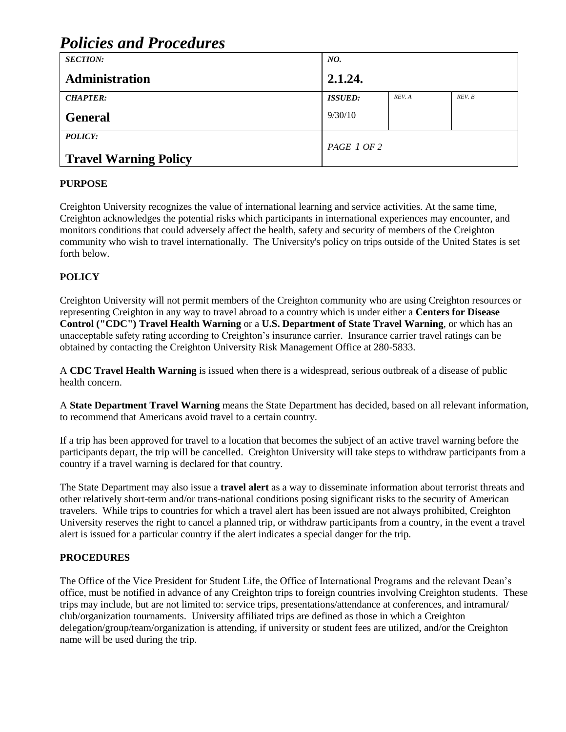# *Policies and Procedures*

| | | | |
|---|---|---|---|
| ***SECTION:*** **Administration** | ***NO.*** **2.1.24.** | | |
| ***CHAPTER:*** **General** | ***ISSUED:*** 9/30/10 | *REV. A* | *REV. B* |
| ***POLICY:*** **Travel Warning Policy** | *PAGE 1 OF 2* | | |

## PURPOSE

Creighton University recognizes the value of international learning and service activities. At the same time, Creighton acknowledges the potential risks which participants in international experiences may encounter, and monitors conditions that could adversely affect the health, safety and security of members of the Creighton community who wish to travel internationally. The University's policy on trips outside of the United States is set forth below.

## POLICY

Creighton University will not permit members of the Creighton community who are using Creighton resources or representing Creighton in any way to travel abroad to a country which is under either a **Centers for Disease Control ("CDC") Travel Health Warning** or a **U.S. Department of State Travel Warning**, or which has an unacceptable safety rating according to Creighton's insurance carrier. Insurance carrier travel ratings can be obtained by contacting the Creighton University Risk Management Office at 280-5833.

A **CDC Travel Health Warning** is issued when there is a widespread, serious outbreak of a disease of public health concern.

A **State Department Travel Warning** means the State Department has decided, based on all relevant information, to recommend that Americans avoid travel to a certain country.

If a trip has been approved for travel to a location that becomes the subject of an active travel warning before the participants depart, the trip will be cancelled. Creighton University will take steps to withdraw participants from a country if a travel warning is declared for that country.

The State Department may also issue a **travel alert** as a way to disseminate information about terrorist threats and other relatively short-term and/or trans-national conditions posing significant risks to the security of American travelers. While trips to countries for which a travel alert has been issued are not always prohibited, Creighton University reserves the right to cancel a planned trip, or withdraw participants from a country, in the event a travel alert is issued for a particular country if the alert indicates a special danger for the trip.

## PROCEDURES

The Office of the Vice President for Student Life, the Office of International Programs and the relevant Dean's office, must be notified in advance of any Creighton trips to foreign countries involving Creighton students. These trips may include, but are not limited to: service trips, presentations/attendance at conferences, and intramural/ club/organization tournaments. University affiliated trips are defined as those in which a Creighton delegation/group/team/organization is attending, if university or student fees are utilized, and/or the Creighton name will be used during the trip.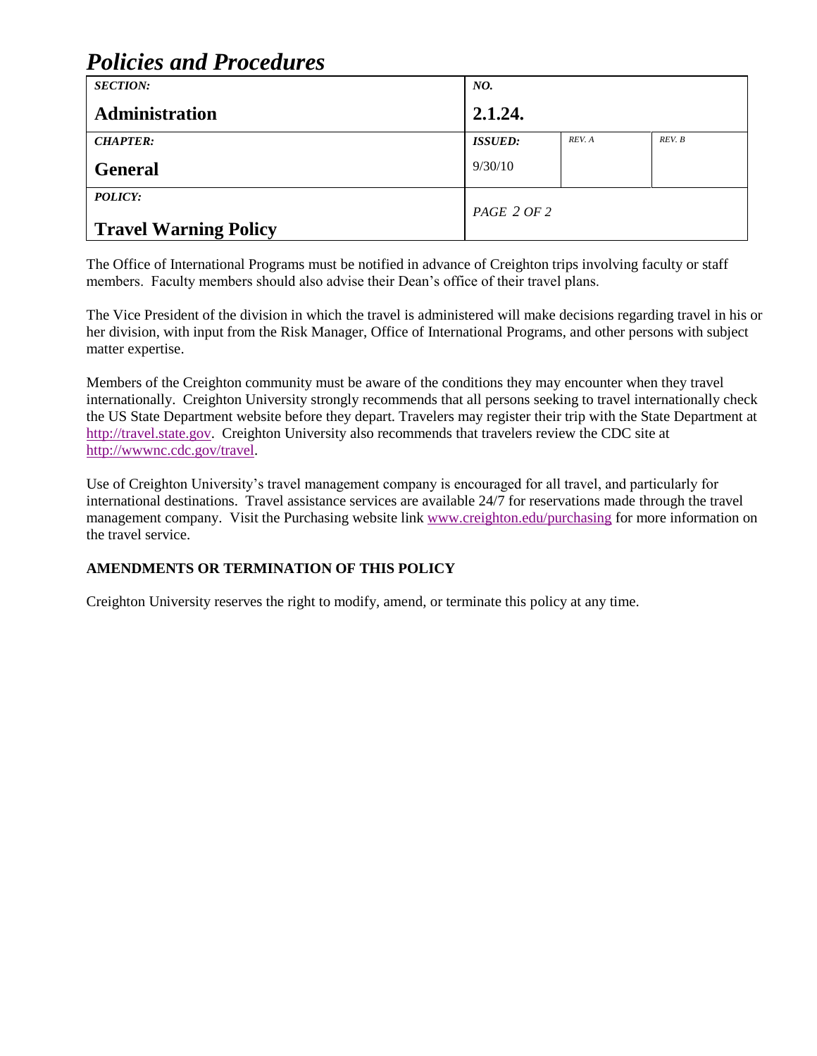# Policies and Procedures

| SECTION: Administration | NO. 2.1.24. | | |
|---|---|---|---|
| CHAPTER: General | ISSUED: 9/30/10 | REV. A | REV. B |
| POLICY: Travel Warning Policy | PAGE 2 OF 2 | | |

The Office of International Programs must be notified in advance of Creighton trips involving faculty or staff members. Faculty members should also advise their Dean's office of their travel plans.

The Vice President of the division in which the travel is administered will make decisions regarding travel in his or her division, with input from the Risk Manager, Office of International Programs, and other persons with subject matter expertise.

Members of the Creighton community must be aware of the conditions they may encounter when they travel internationally. Creighton University strongly recommends that all persons seeking to travel internationally check the US State Department website before they depart. Travelers may register their trip with the State Department at http://travel.state.gov. Creighton University also recommends that travelers review the CDC site at http://wwwnc.cdc.gov/travel.

Use of Creighton University's travel management company is encouraged for all travel, and particularly for international destinations. Travel assistance services are available 24/7 for reservations made through the travel management company. Visit the Purchasing website link www.creighton.edu/purchasing for more information on the travel service.

**AMENDMENTS OR TERMINATION OF THIS POLICY**

Creighton University reserves the right to modify, amend, or terminate this policy at any time.